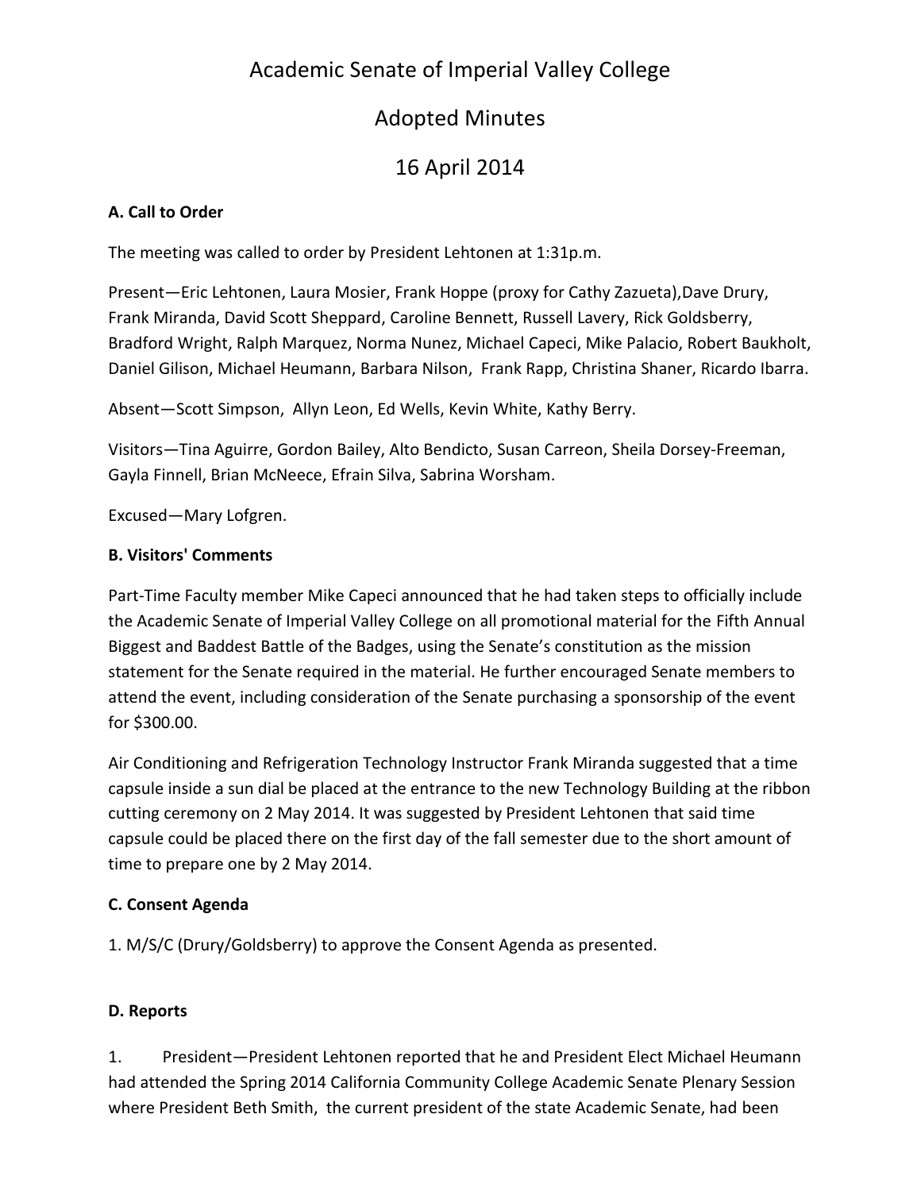# Academic Senate of Imperial Valley College

## Adopted Minutes

## 16 April 2014

### A. Call to Order

The meeting was called to order by President Lehtonen at 1:31p.m.

Present—Eric Lehtonen, Laura Mosier, Frank Hoppe (proxy for Cathy Zazueta),Dave Drury, Frank Miranda, David Scott Sheppard, Caroline Bennett, Russell Lavery, Rick Goldsberry, Bradford Wright, Ralph Marquez, Norma Nunez, Michael Capeci, Mike Palacio, Robert Baukholt, Daniel Gilison, Michael Heumann, Barbara Nilson, Frank Rapp, Christina Shaner, Ricardo Ibarra.

Absent—Scott Simpson, Allyn Leon, Ed Wells, Kevin White, Kathy Berry.

Visitors—Tina Aguirre, Gordon Bailey, Alto Bendicto, Susan Carreon, Sheila Dorsey-Freeman, Gayla Finnell, Brian McNeece, Efrain Silva, Sabrina Worsham.

Excused—Mary Lofgren.

### B. Visitors' Comments

Part-Time Faculty member Mike Capeci announced that he had taken steps to officially include the Academic Senate of Imperial Valley College on all promotional material for the Fifth Annual Biggest and Baddest Battle of the Badges, using the Senate's constitution as the mission statement for the Senate required in the material. He further encouraged Senate members to attend the event, including consideration of the Senate purchasing a sponsorship of the event for $300.00.

Air Conditioning and Refrigeration Technology Instructor Frank Miranda suggested that a time capsule inside a sun dial be placed at the entrance to the new Technology Building at the ribbon cutting ceremony on 2 May 2014. It was suggested by President Lehtonen that said time capsule could be placed there on the first day of the fall semester due to the short amount of time to prepare one by 2 May 2014.

### C. Consent Agenda

1. M/S/C (Drury/Goldsberry) to approve the Consent Agenda as presented.

### D. Reports

1. President—President Lehtonen reported that he and President Elect Michael Heumann had attended the Spring 2014 California Community College Academic Senate Plenary Session where President Beth Smith, the current president of the state Academic Senate, had been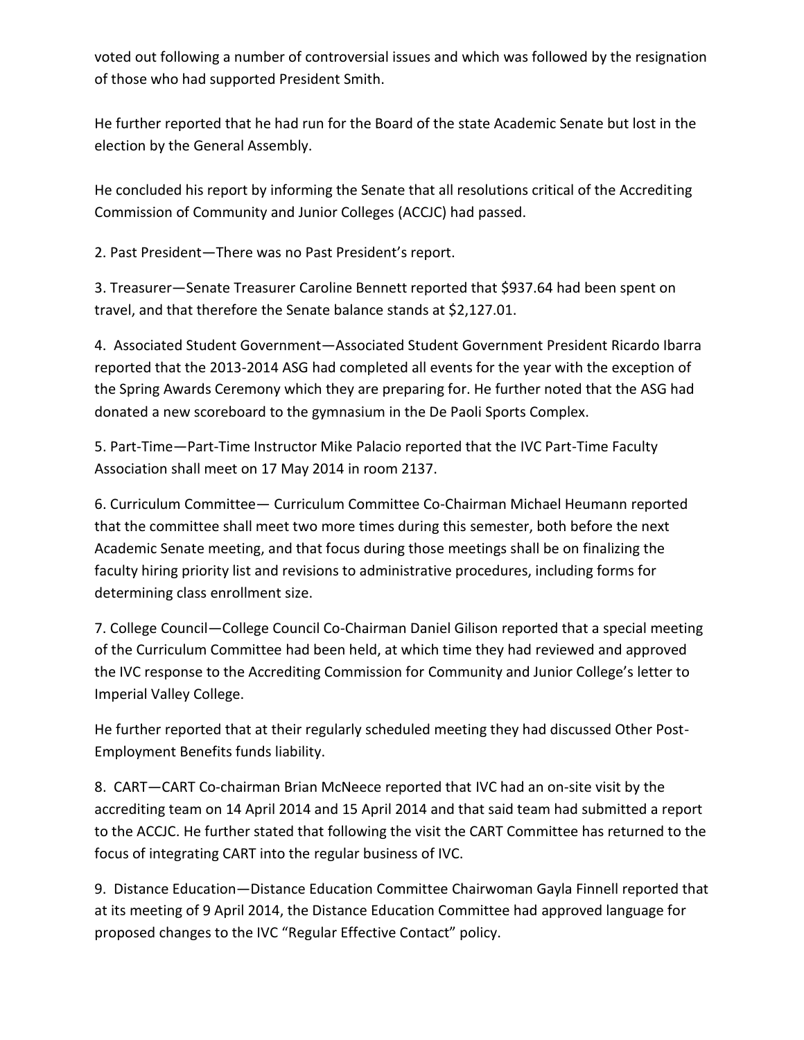voted out following a number of controversial issues and which was followed by the resignation of those who had supported President Smith.

He further reported that he had run for the Board of the state Academic Senate but lost in the election by the General Assembly.

He concluded his report by informing the Senate that all resolutions critical of the Accrediting Commission of Community and Junior Colleges (ACCJC) had passed.

2. Past President—There was no Past President's report.

3. Treasurer—Senate Treasurer Caroline Bennett reported that $937.64 had been spent on travel, and that therefore the Senate balance stands at $2,127.01.

4. Associated Student Government—Associated Student Government President Ricardo Ibarra reported that the 2013-2014 ASG had completed all events for the year with the exception of the Spring Awards Ceremony which they are preparing for. He further noted that the ASG had donated a new scoreboard to the gymnasium in the De Paoli Sports Complex.

5. Part-Time—Part-Time Instructor Mike Palacio reported that the IVC Part-Time Faculty Association shall meet on 17 May 2014 in room 2137.

6. Curriculum Committee— Curriculum Committee Co-Chairman Michael Heumann reported that the committee shall meet two more times during this semester, both before the next Academic Senate meeting, and that focus during those meetings shall be on finalizing the faculty hiring priority list and revisions to administrative procedures, including forms for determining class enrollment size.

7. College Council—College Council Co-Chairman Daniel Gilison reported that a special meeting of the Curriculum Committee had been held, at which time they had reviewed and approved the IVC response to the Accrediting Commission for Community and Junior College's letter to Imperial Valley College.

He further reported that at their regularly scheduled meeting they had discussed Other Post-Employment Benefits funds liability.

8. CART—CART Co-chairman Brian McNeece reported that IVC had an on-site visit by the accrediting team on 14 April 2014 and 15 April 2014 and that said team had submitted a report to the ACCJC. He further stated that following the visit the CART Committee has returned to the focus of integrating CART into the regular business of IVC.

9. Distance Education—Distance Education Committee Chairwoman Gayla Finnell reported that at its meeting of 9 April 2014, the Distance Education Committee had approved language for proposed changes to the IVC "Regular Effective Contact" policy.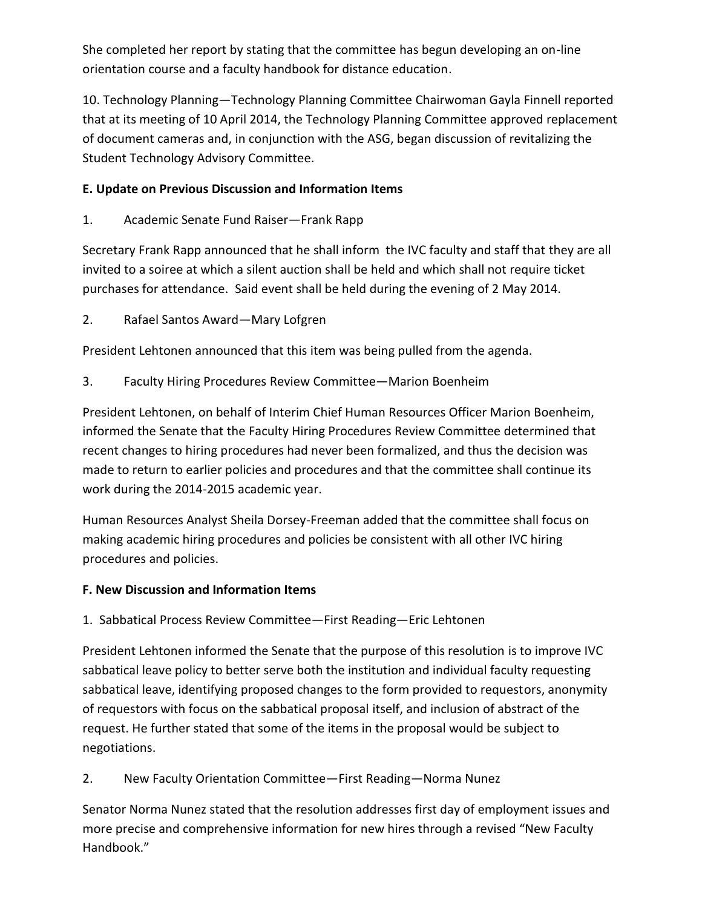She completed her report by stating that the committee has begun developing an on-line orientation course and a faculty handbook for distance education.

10. Technology Planning—Technology Planning Committee Chairwoman Gayla Finnell reported that at its meeting of 10 April 2014, the Technology Planning Committee approved replacement of document cameras and, in conjunction with the ASG, began discussion of revitalizing the Student Technology Advisory Committee.

**E. Update on Previous Discussion and Information Items**

1. Academic Senate Fund Raiser—Frank Rapp

Secretary Frank Rapp announced that he shall inform the IVC faculty and staff that they are all invited to a soiree at which a silent auction shall be held and which shall not require ticket purchases for attendance. Said event shall be held during the evening of 2 May 2014.

2. Rafael Santos Award—Mary Lofgren

President Lehtonen announced that this item was being pulled from the agenda.

3. Faculty Hiring Procedures Review Committee—Marion Boenheim

President Lehtonen, on behalf of Interim Chief Human Resources Officer Marion Boenheim, informed the Senate that the Faculty Hiring Procedures Review Committee determined that recent changes to hiring procedures had never been formalized, and thus the decision was made to return to earlier policies and procedures and that the committee shall continue its work during the 2014-2015 academic year.

Human Resources Analyst Sheila Dorsey-Freeman added that the committee shall focus on making academic hiring procedures and policies be consistent with all other IVC hiring procedures and policies.

**F. New Discussion and Information Items**

1. Sabbatical Process Review Committee—First Reading—Eric Lehtonen

President Lehtonen informed the Senate that the purpose of this resolution is to improve IVC sabbatical leave policy to better serve both the institution and individual faculty requesting sabbatical leave, identifying proposed changes to the form provided to requestors, anonymity of requestors with focus on the sabbatical proposal itself, and inclusion of abstract of the request. He further stated that some of the items in the proposal would be subject to negotiations.

2. New Faculty Orientation Committee—First Reading—Norma Nunez

Senator Norma Nunez stated that the resolution addresses first day of employment issues and more precise and comprehensive information for new hires through a revised "New Faculty Handbook."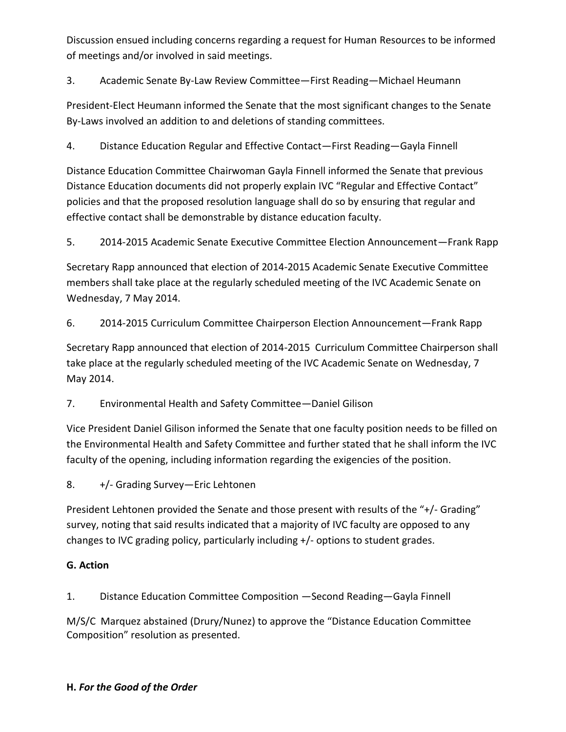Discussion ensued including concerns regarding a request for Human Resources to be informed of meetings and/or involved in said meetings.

3. Academic Senate By-Law Review Committee—First Reading—Michael Heumann

President-Elect Heumann informed the Senate that the most significant changes to the Senate By-Laws involved an addition to and deletions of standing committees.

4. Distance Education Regular and Effective Contact—First Reading—Gayla Finnell

Distance Education Committee Chairwoman Gayla Finnell informed the Senate that previous Distance Education documents did not properly explain IVC "Regular and Effective Contact" policies and that the proposed resolution language shall do so by ensuring that regular and effective contact shall be demonstrable by distance education faculty.

5. 2014-2015 Academic Senate Executive Committee Election Announcement—Frank Rapp

Secretary Rapp announced that election of 2014-2015 Academic Senate Executive Committee members shall take place at the regularly scheduled meeting of the IVC Academic Senate on Wednesday, 7 May 2014.

6. 2014-2015 Curriculum Committee Chairperson Election Announcement—Frank Rapp

Secretary Rapp announced that election of 2014-2015 Curriculum Committee Chairperson shall take place at the regularly scheduled meeting of the IVC Academic Senate on Wednesday, 7 May 2014.

7. Environmental Health and Safety Committee—Daniel Gilison

Vice President Daniel Gilison informed the Senate that one faculty position needs to be filled on the Environmental Health and Safety Committee and further stated that he shall inform the IVC faculty of the opening, including information regarding the exigencies of the position.

8. +/- Grading Survey—Eric Lehtonen

President Lehtonen provided the Senate and those present with results of the "+/- Grading" survey, noting that said results indicated that a majority of IVC faculty are opposed to any changes to IVC grading policy, particularly including +/- options to student grades.

**G. Action**

1. Distance Education Committee Composition —Second Reading—Gayla Finnell

M/S/C Marquez abstained (Drury/Nunez) to approve the "Distance Education Committee Composition" resolution as presented.

**H. *For the Good of the Order***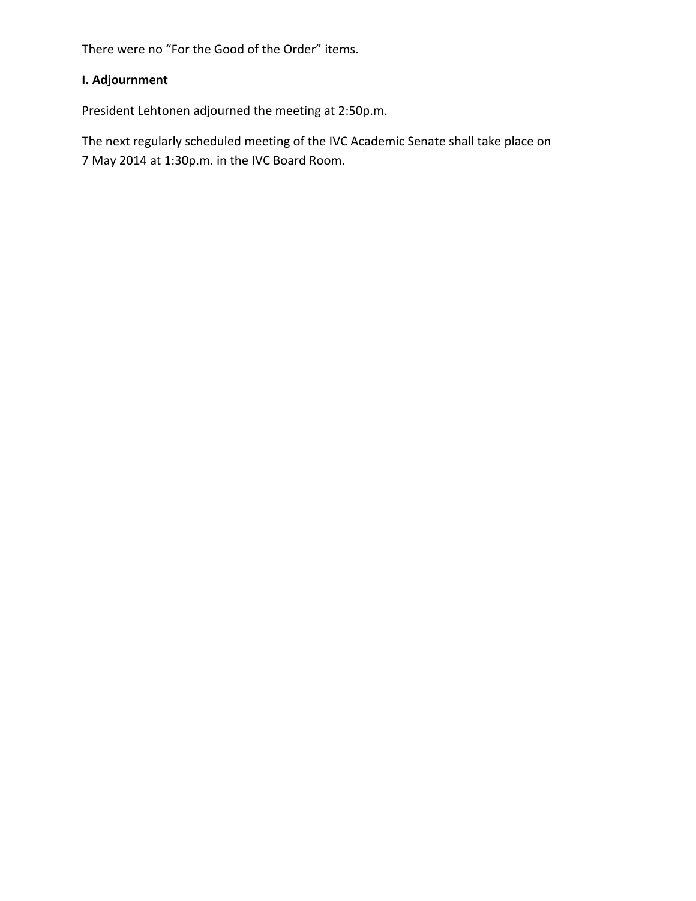There were no “For the Good of the Order” items.

**I. Adjournment**

President Lehtonen adjourned the meeting at 2:50p.m.

The next regularly scheduled meeting of the IVC Academic Senate shall take place on 7 May 2014 at 1:30p.m. in the IVC Board Room.